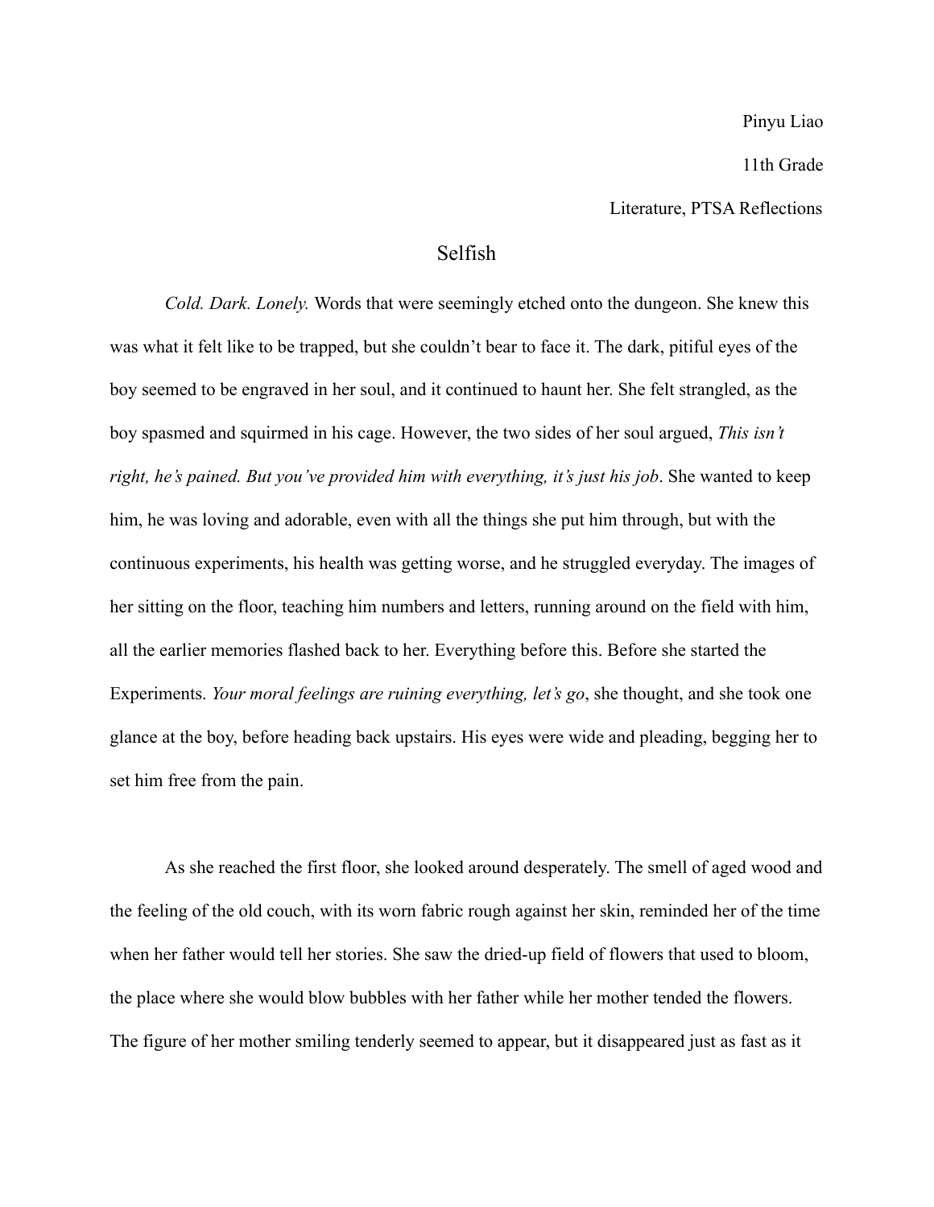Pinyu Liao

11th Grade

Literature, PTSA Reflections

# Selfish

*Cold. Dark. Lonely.* Words that were seemingly etched onto the dungeon. She knew this was what it felt like to be trapped, but she couldn't bear to face it. The dark, pitiful eyes of the boy seemed to be engraved in her soul, and it continued to haunt her. She felt strangled, as the boy spasmed and squirmed in his cage. However, the two sides of her soul argued, *This isn't right, he's pained. But you've provided him with everything, it's just his job*. She wanted to keep him, he was loving and adorable, even with all the things she put him through, but with the continuous experiments, his health was getting worse, and he struggled everyday. The images of her sitting on the floor, teaching him numbers and letters, running around on the field with him, all the earlier memories flashed back to her. Everything before this. Before she started the Experiments. *Your moral feelings are ruining everything, let's go*, she thought, and she took one glance at the boy, before heading back upstairs. His eyes were wide and pleading, begging her to set him free from the pain.

As she reached the first floor, she looked around desperately. The smell of aged wood and the feeling of the old couch, with its worn fabric rough against her skin, reminded her of the time when her father would tell her stories. She saw the dried-up field of flowers that used to bloom, the place where she would blow bubbles with her father while her mother tended the flowers. The figure of her mother smiling tenderly seemed to appear, but it disappeared just as fast as it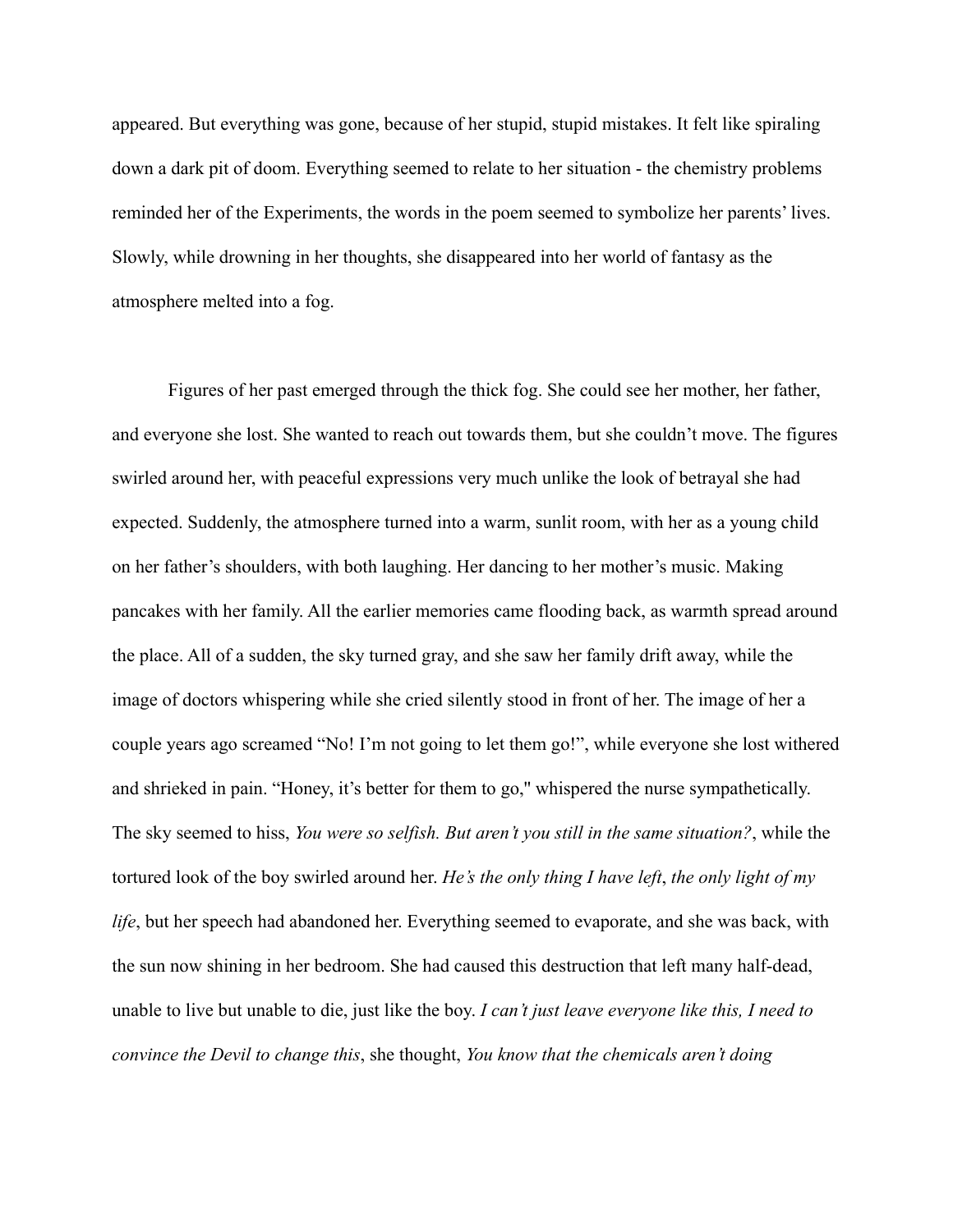appeared. But everything was gone, because of her stupid, stupid mistakes. It felt like spiraling down a dark pit of doom. Everything seemed to relate to her situation - the chemistry problems reminded her of the Experiments, the words in the poem seemed to symbolize her parents' lives. Slowly, while drowning in her thoughts, she disappeared into her world of fantasy as the atmosphere melted into a fog.

Figures of her past emerged through the thick fog. She could see her mother, her father, and everyone she lost. She wanted to reach out towards them, but she couldn't move. The figures swirled around her, with peaceful expressions very much unlike the look of betrayal she had expected. Suddenly, the atmosphere turned into a warm, sunlit room, with her as a young child on her father's shoulders, with both laughing. Her dancing to her mother's music. Making pancakes with her family. All the earlier memories came flooding back, as warmth spread around the place. All of a sudden, the sky turned gray, and she saw her family drift away, while the image of doctors whispering while she cried silently stood in front of her. The image of her a couple years ago screamed "No! I'm not going to let them go!", while everyone she lost withered and shrieked in pain. "Honey, it's better for them to go," whispered the nurse sympathetically. The sky seemed to hiss, *You were so selfish. But aren't you still in the same situation?*, while the tortured look of the boy swirled around her. *He's the only thing I have left*, *the only light of my life*, but her speech had abandoned her. Everything seemed to evaporate, and she was back, with the sun now shining in her bedroom. She had caused this destruction that left many half-dead, unable to live but unable to die, just like the boy. *I can't just leave everyone like this, I need to convince the Devil to change this*, she thought, *You know that the chemicals aren't doing*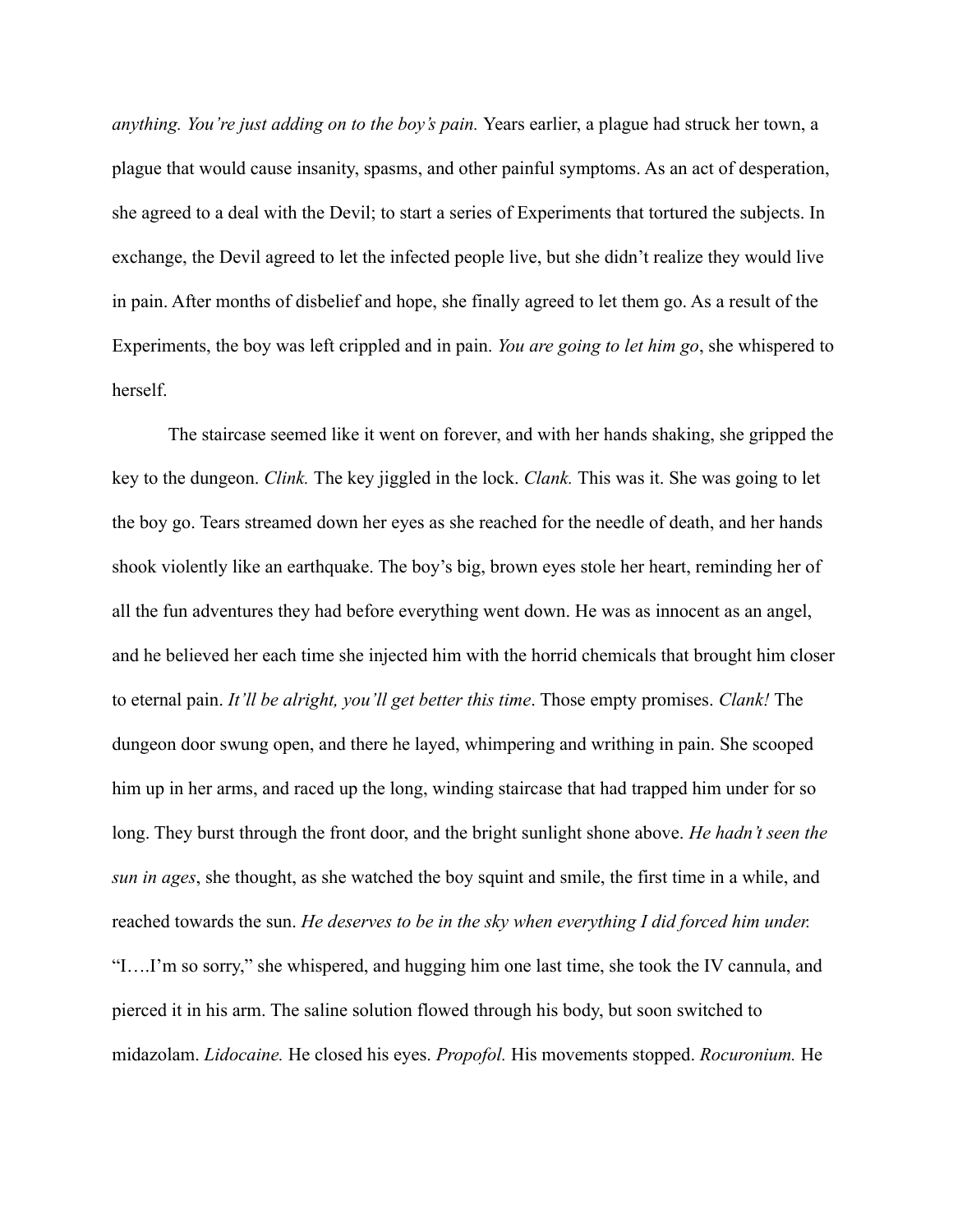*anything. You're just adding on to the boy's pain.* Years earlier, a plague had struck her town, a plague that would cause insanity, spasms, and other painful symptoms. As an act of desperation, she agreed to a deal with the Devil; to start a series of Experiments that tortured the subjects. In exchange, the Devil agreed to let the infected people live, but she didn't realize they would live in pain. After months of disbelief and hope, she finally agreed to let them go. As a result of the Experiments, the boy was left crippled and in pain. *You are going to let him go*, she whispered to herself.

The staircase seemed like it went on forever, and with her hands shaking, she gripped the key to the dungeon. *Clink.* The key jiggled in the lock. *Clank.* This was it. She was going to let the boy go. Tears streamed down her eyes as she reached for the needle of death, and her hands shook violently like an earthquake. The boy's big, brown eyes stole her heart, reminding her of all the fun adventures they had before everything went down. He was as innocent as an angel, and he believed her each time she injected him with the horrid chemicals that brought him closer to eternal pain. *It'll be alright, you'll get better this time*. Those empty promises. *Clank!* The dungeon door swung open, and there he layed, whimpering and writhing in pain. She scooped him up in her arms, and raced up the long, winding staircase that had trapped him under for so long. They burst through the front door, and the bright sunlight shone above. *He hadn't seen the sun in ages*, she thought, as she watched the boy squint and smile, the first time in a while, and reached towards the sun. *He deserves to be in the sky when everything I did forced him under.* "I….I'm so sorry," she whispered, and hugging him one last time, she took the IV cannula, and pierced it in his arm. The saline solution flowed through his body, but soon switched to midazolam. *Lidocaine.* He closed his eyes. *Propofol.* His movements stopped. *Rocuronium.* He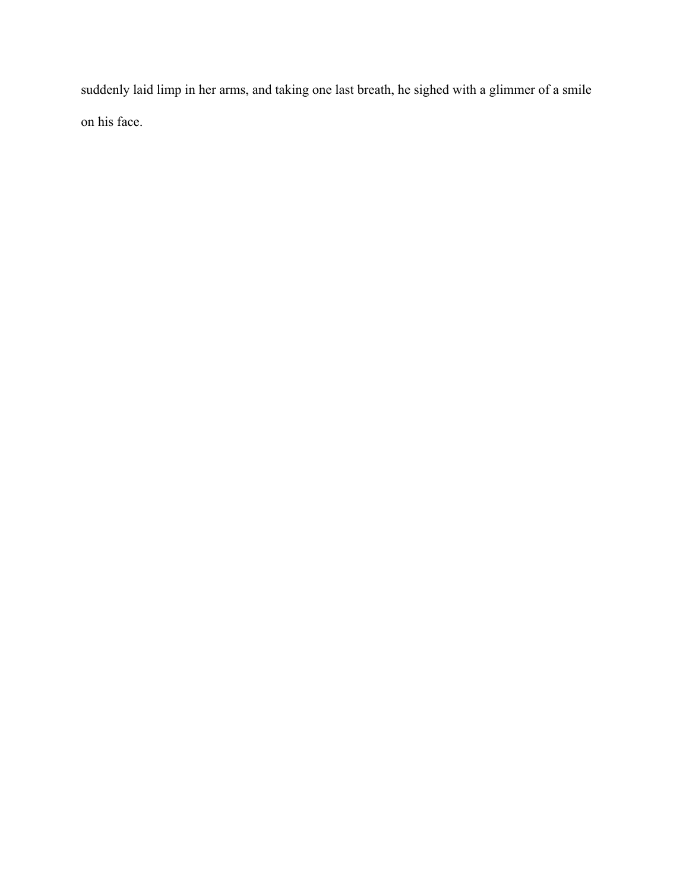suddenly laid limp in her arms, and taking one last breath, he sighed with a glimmer of a smile on his face.